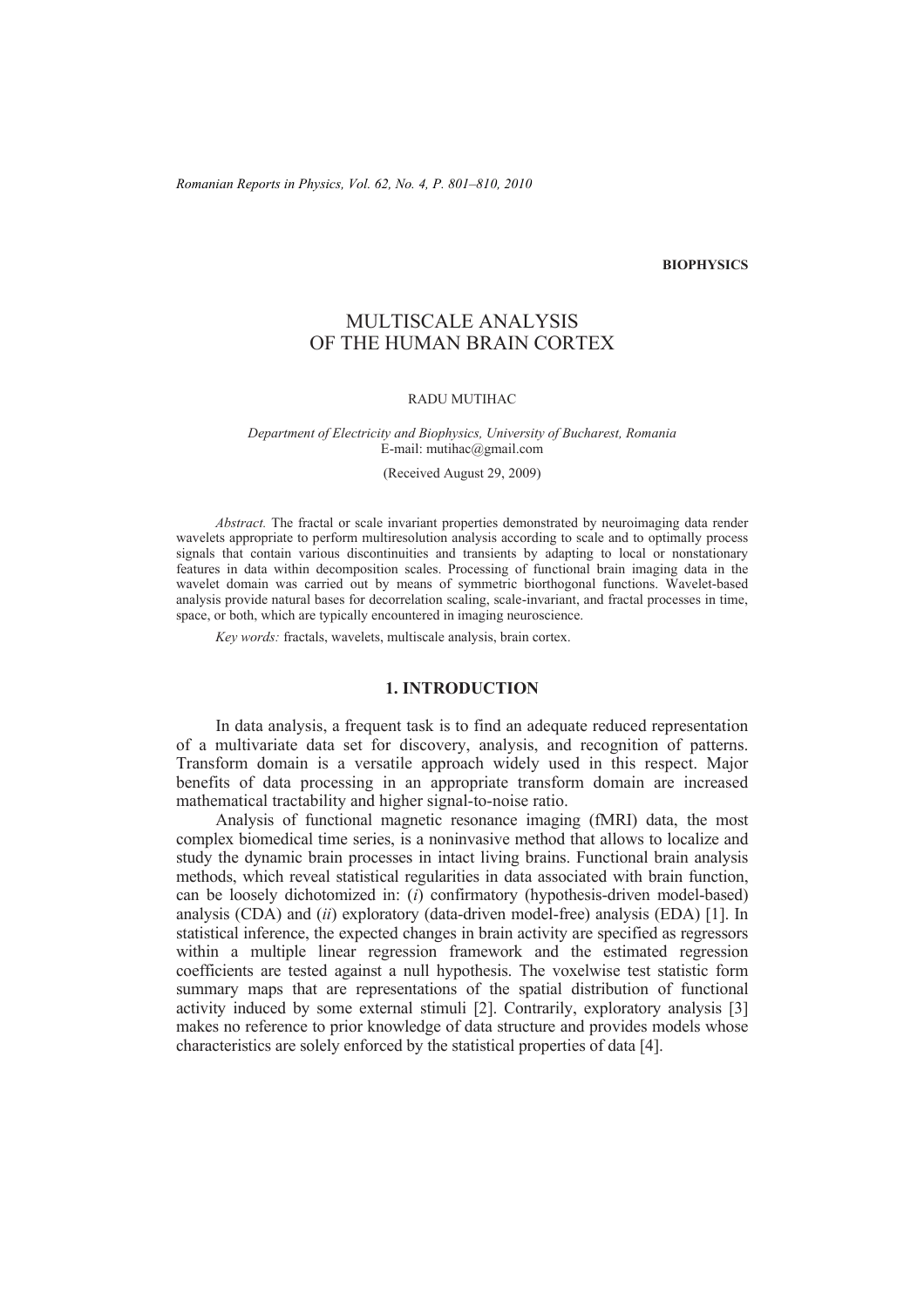**BIOPHYSICS**

# MULTISCALE ANALYSIS OF THE HUMAN BRAIN CORTEX

RADU MUTIHAC

*Department of Electricity and Biophysics, University of Bucharest, Romania*
E-mail: mutihac@gmail.com

(Received August 29, 2009)

*Abstract.* The fractal or scale invariant properties demonstrated by neuroimaging data render wavelets appropriate to perform multiresolution analysis according to scale and to optimally process signals that contain various discontinuities and transients by adapting to local or nonstationary features in data within decomposition scales. Processing of functional brain imaging data in the wavelet domain was carried out by means of symmetric biorthogonal functions. Wavelet-based analysis provide natural bases for decorrelation scaling, scale-invariant, and fractal processes in time, space, or both, which are typically encountered in imaging neuroscience.

*Key words:* fractals, wavelets, multiscale analysis, brain cortex.

## 1. INTRODUCTION

In data analysis, a frequent task is to find an adequate reduced representation of a multivariate data set for discovery, analysis, and recognition of patterns. Transform domain is a versatile approach widely used in this respect. Major benefits of data processing in an appropriate transform domain are increased mathematical tractability and higher signal-to-noise ratio.

Analysis of functional magnetic resonance imaging (fMRI) data, the most complex biomedical time series, is a noninvasive method that allows to localize and study the dynamic brain processes in intact living brains. Functional brain analysis methods, which reveal statistical regularities in data associated with brain function, can be loosely dichotomized in: (*i*) confirmatory (hypothesis-driven model-based) analysis (CDA) and (*ii*) exploratory (data-driven model-free) analysis (EDA) [1]. In statistical inference, the expected changes in brain activity are specified as regressors within a multiple linear regression framework and the estimated regression coefficients are tested against a null hypothesis. The voxelwise test statistic form summary maps that are representations of the spatial distribution of functional activity induced by some external stimuli [2]. Contrarily, exploratory analysis [3] makes no reference to prior knowledge of data structure and provides models whose characteristics are solely enforced by the statistical properties of data [4].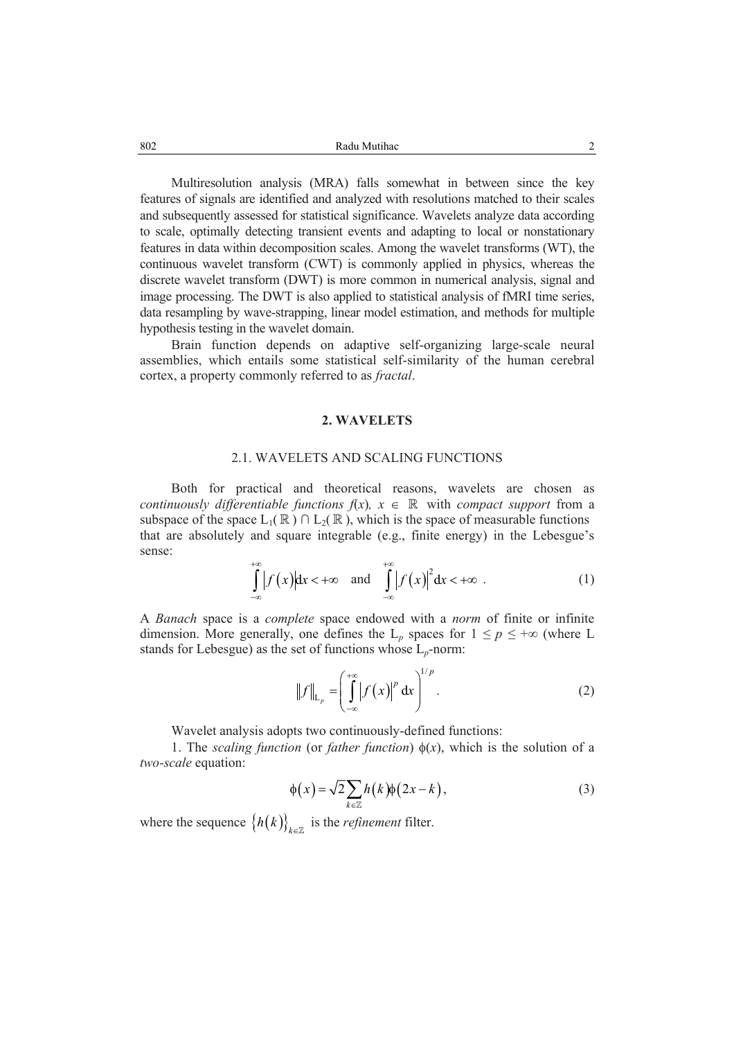Multiresolution analysis (MRA) falls somewhat in between since the key features of signals are identified and analyzed with resolutions matched to their scales and subsequently assessed for statistical significance. Wavelets analyze data according to scale, optimally detecting transient events and adapting to local or nonstationary features in data within decomposition scales. Among the wavelet transforms (WT), the continuous wavelet transform (CWT) is commonly applied in physics, whereas the discrete wavelet transform (DWT) is more common in numerical analysis, signal and image processing. The DWT is also applied to statistical analysis of fMRI time series, data resampling by wave-strapping, linear model estimation, and methods for multiple hypothesis testing in the wavelet domain.

Brain function depends on adaptive self-organizing large-scale neural assemblies, which entails some statistical self-similarity of the human cerebral cortex, a property commonly referred to as *fractal*.

## 2. WAVELETS

### 2.1. WAVELETS AND SCALING FUNCTIONS

Both for practical and theoretical reasons, wavelets are chosen as *continuously differentiable functions* $f(x)$, $x \in \mathbb{R}$ with *compact support* from a subspace of the space $L_1(\mathbb{R}) \cap L_2(\mathbb{R})$, which is the space of measurable functions that are absolutely and square integrable (e.g., finite energy) in the Lebesgue's sense:

$$\int_{-\infty}^{+\infty} \left| f(x) \right| \mathrm{d}x < +\infty \quad \text{and} \quad \int_{-\infty}^{+\infty} \left| f(x) \right|^2 \mathrm{d}x < +\infty \ . \tag{1}$$

A *Banach* space is a *complete* space endowed with a *norm* of finite or infinite dimension. More generally, one defines the $L_p$ spaces for $1 \leq p \leq +\infty$ (where L stands for Lebesgue) as the set of functions whose $L_p$-norm:

$$\left\| f \right\|_{L_p} = \left( \int_{-\infty}^{+\infty} \left| f(x) \right|^p \mathrm{d}x \right)^{1/p} . \tag{2}$$

Wavelet analysis adopts two continuously-defined functions:

1. The *scaling function* (or *father function*) $\phi(x)$, which is the solution of a *two-scale* equation:

$$\phi(x) = \sqrt{2} \sum_{k \in \mathbb{Z}} h(k) \phi(2x - k), \tag{3}$$

where the sequence $\left\{ h(k) \right\}_{k \in \mathbb{Z}}$ is the *refinement* filter.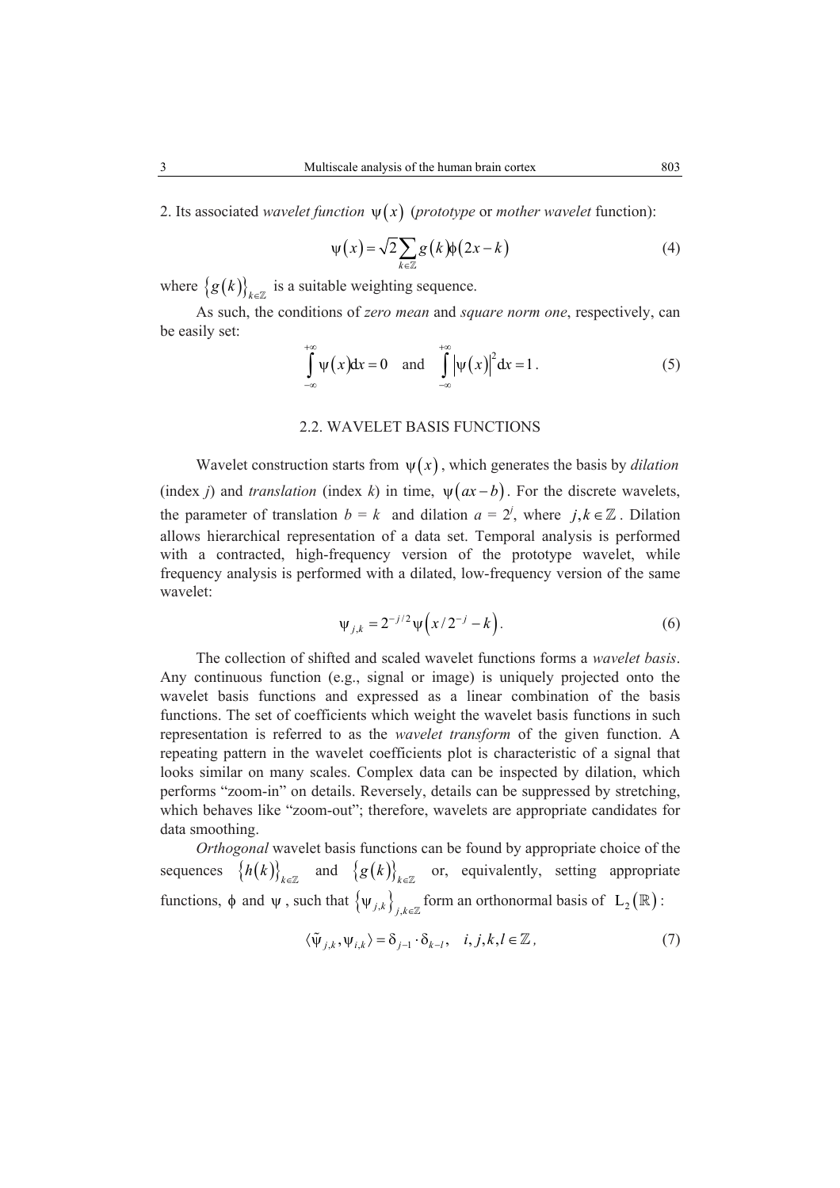2. Its associated *wavelet function* $\psi(x)$ (*prototype* or *mother wavelet* function):

$$\psi(x) = \sqrt{2}\sum_{k\in\mathbb{Z}} g(k)\phi(2x-k) \tag{4}$$

where $\{g(k)\}_{k\in\mathbb{Z}}$ is a suitable weighting sequence.

As such, the conditions of *zero mean* and *square norm one*, respectively, can be easily set:

$$\int_{-\infty}^{+\infty} \psi(x)\mathrm{d}x = 0 \quad \text{and} \quad \int_{-\infty}^{+\infty} |\psi(x)|^2 \mathrm{d}x = 1 . \tag{5}$$

### 2.2. WAVELET BASIS FUNCTIONS

Wavelet construction starts from $\psi(x)$, which generates the basis by *dilation* (index *j*) and *translation* (index *k*) in time, $\psi(ax-b)$. For the discrete wavelets, the parameter of translation $b = k$ and dilation $a = 2^j$, where $j,k \in \mathbb{Z}$. Dilation allows hierarchical representation of a data set. Temporal analysis is performed with a contracted, high-frequency version of the prototype wavelet, while frequency analysis is performed with a dilated, low-frequency version of the same wavelet:

$$\psi_{j,k} = 2^{-j/2}\psi\left(x/2^{-j} - k\right). \tag{6}$$

The collection of shifted and scaled wavelet functions forms a *wavelet basis*. Any continuous function (e.g., signal or image) is uniquely projected onto the wavelet basis functions and expressed as a linear combination of the basis functions. The set of coefficients which weight the wavelet basis functions in such representation is referred to as the *wavelet transform* of the given function. A repeating pattern in the wavelet coefficients plot is characteristic of a signal that looks similar on many scales. Complex data can be inspected by dilation, which performs "zoom-in" on details. Reversely, details can be suppressed by stretching, which behaves like "zoom-out"; therefore, wavelets are appropriate candidates for data smoothing.

*Orthogonal* wavelet basis functions can be found by appropriate choice of the sequences $\{h(k)\}_{k\in\mathbb{Z}}$ and $\{g(k)\}_{k\in\mathbb{Z}}$ or, equivalently, setting appropriate functions, $\phi$ and $\psi$, such that $\{\psi_{j,k}\}_{j,k\in\mathbb{Z}}$ form an orthonormal basis of $\mathrm{L}_2(\mathbb{R})$:

$$\langle \tilde{\psi}_{j,k}, \psi_{i,k} \rangle = \delta_{j-1} \cdot \delta_{k-l}, \quad i,j,k,l \in \mathbb{Z}, \tag{7}$$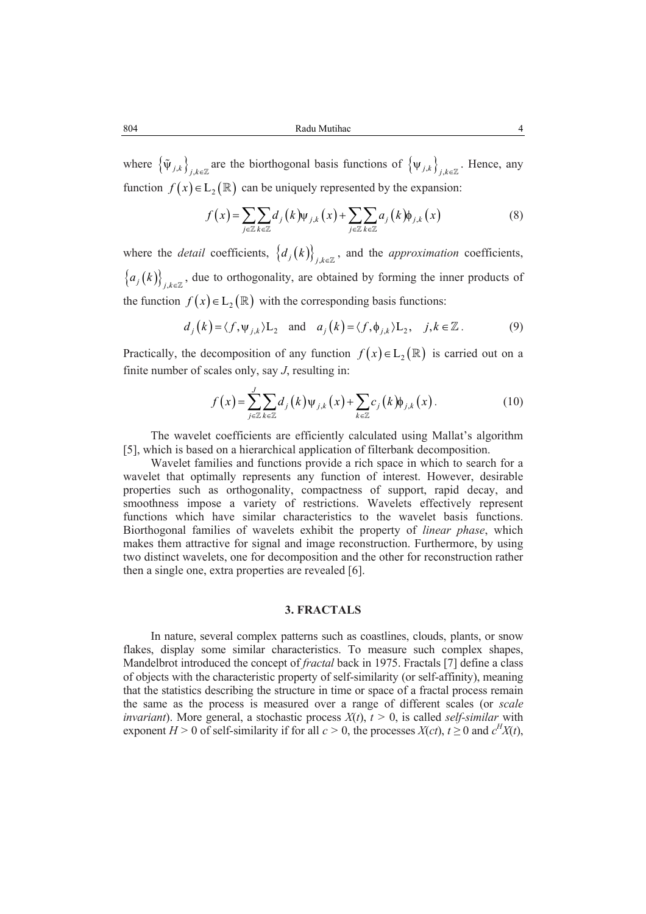where $\left\{\tilde{\psi}_{j,k}\right\}_{j,k\in\mathbb{Z}}$ are the biorthogonal basis functions of $\left\{\psi_{j,k}\right\}_{j,k\in\mathbb{Z}}$. Hence, any function $f(x)\in \mathrm{L}_2(\mathbb{R})$ can be uniquely represented by the expansion:

$$f(x)=\sum_{j\in\mathbb{Z}}\sum_{k\in\mathbb{Z}}d_j(k)\psi_{j,k}(x)+\sum_{j\in\mathbb{Z}}\sum_{k\in\mathbb{Z}}a_j(k)\phi_{j,k}(x) \tag{8}$$

where the *detail* coefficients, $\left\{d_j(k)\right\}_{j,k\in\mathbb{Z}}$, and the *approximation* coefficients, $\left\{a_j(k)\right\}_{j,k\in\mathbb{Z}}$, due to orthogonality, are obtained by forming the inner products of the function $f(x)\in \mathrm{L}_2(\mathbb{R})$ with the corresponding basis functions:

$$d_j(k)=\langle f,\psi_{j,k}\rangle \mathrm{L}_2 \quad \text{and} \quad a_j(k)=\langle f,\phi_{j,k}\rangle \mathrm{L}_2, \quad j,k\in\mathbb{Z}. \tag{9}$$

Practically, the decomposition of any function $f(x)\in \mathrm{L}_2(\mathbb{R})$ is carried out on a finite number of scales only, say $J$, resulting in:

$$f(x)=\sum_{j\in\mathbb{Z}}^{J}\sum_{k\in\mathbb{Z}}d_j(k)\psi_{j,k}(x)+\sum_{k\in\mathbb{Z}}c_j(k)\phi_{j,k}(x). \tag{10}$$

The wavelet coefficients are efficiently calculated using Mallat's algorithm [5], which is based on a hierarchical application of filterbank decomposition.

Wavelet families and functions provide a rich space in which to search for a wavelet that optimally represents any function of interest. However, desirable properties such as orthogonality, compactness of support, rapid decay, and smoothness impose a variety of restrictions. Wavelets effectively represent functions which have similar characteristics to the wavelet basis functions. Biorthogonal families of wavelets exhibit the property of *linear phase*, which makes them attractive for signal and image reconstruction. Furthermore, by using two distinct wavelets, one for decomposition and the other for reconstruction rather then a single one, extra properties are revealed [6].

## 3. FRACTALS

In nature, several complex patterns such as coastlines, clouds, plants, or snow flakes, display some similar characteristics. To measure such complex shapes, Mandelbrot introduced the concept of *fractal* back in 1975. Fractals [7] define a class of objects with the characteristic property of self-similarity (or self-affinity), meaning that the statistics describing the structure in time or space of a fractal process remain the same as the process is measured over a range of different scales (or *scale invariant*). More general, a stochastic process $X(t)$, $t > 0$, is called *self-similar* with exponent $H > 0$ of self-similarity if for all $c > 0$, the processes $X(ct)$, $t \geq 0$ and $c^H X(t)$,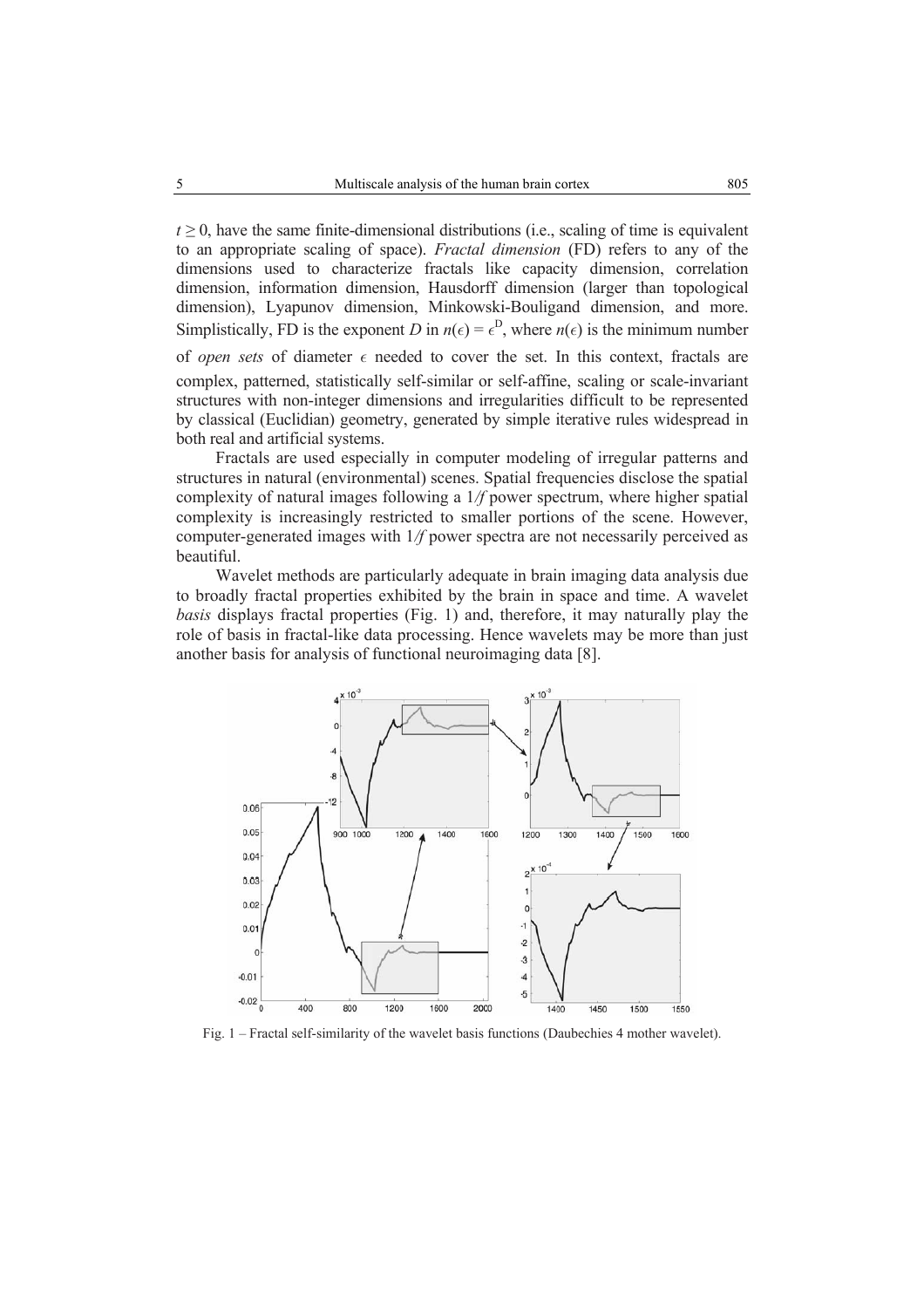$t \geq 0$, have the same finite-dimensional distributions (i.e., scaling of time is equivalent to an appropriate scaling of space). *Fractal dimension* (FD) refers to any of the dimensions used to characterize fractals like capacity dimension, correlation dimension, information dimension, Hausdorff dimension (larger than topological dimension), Lyapunov dimension, Minkowski-Bouligand dimension, and more. Simplistically, FD is the exponent $D$ in $n(\epsilon) = \epsilon^D$, where $n(\epsilon)$ is the minimum number of *open sets* of diameter $\epsilon$ needed to cover the set. In this context, fractals are complex, patterned, statistically self-similar or self-affine, scaling or scale-invariant structures with non-integer dimensions and irregularities difficult to be represented by classical (Euclidian) geometry, generated by simple iterative rules widespread in both real and artificial systems.

Fractals are used especially in computer modeling of irregular patterns and structures in natural (environmental) scenes. Spatial frequencies disclose the spatial complexity of natural images following a $1/f$ power spectrum, where higher spatial complexity is increasingly restricted to smaller portions of the scene. However, computer-generated images with $1/f$ power spectra are not necessarily perceived as beautiful.

Wavelet methods are particularly adequate in brain imaging data analysis due to broadly fractal properties exhibited by the brain in space and time. A wavelet *basis* displays fractal properties (Fig. 1) and, therefore, it may naturally play the role of basis in fractal-like data processing. Hence wavelets may be more than just another basis for analysis of functional neuroimaging data [8].

Fig. 1 – Fractal self-similarity of the wavelet basis functions (Daubechies 4 mother wavelet).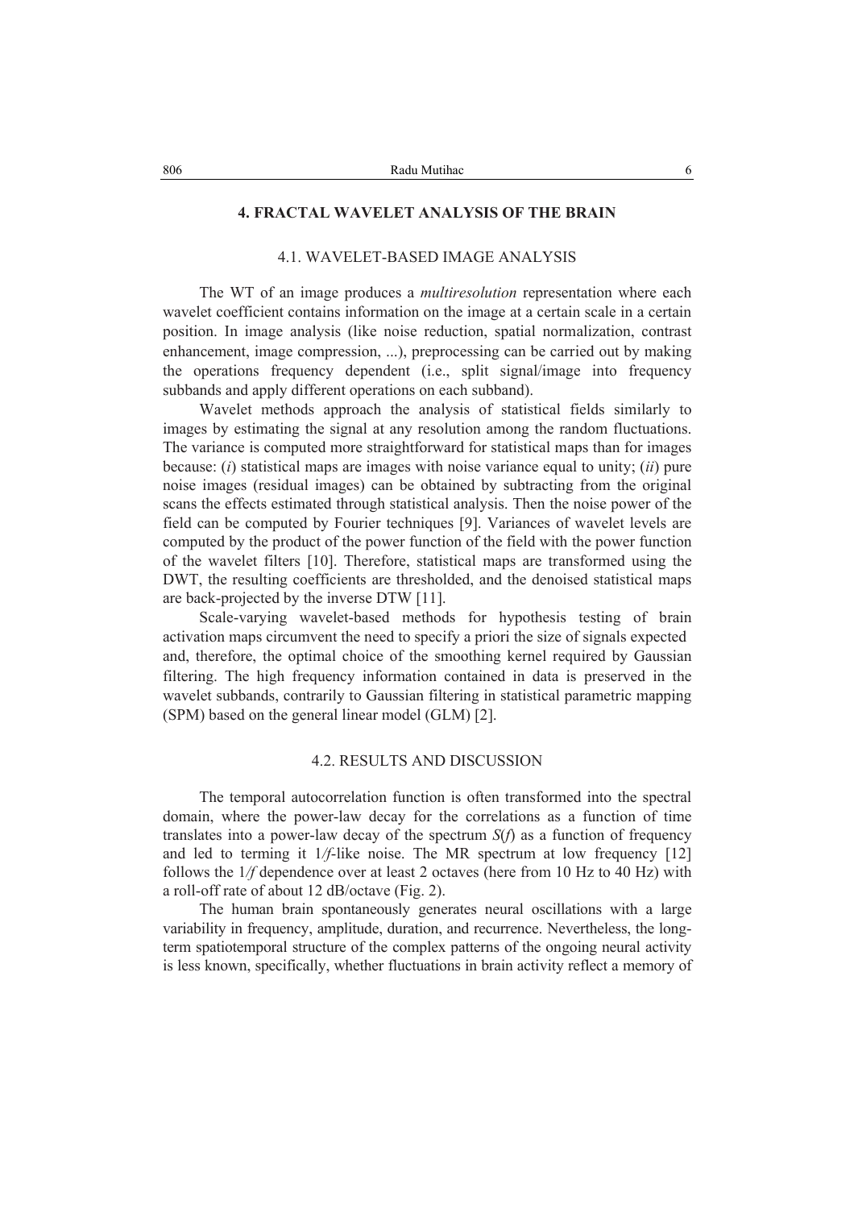## 4. FRACTAL WAVELET ANALYSIS OF THE BRAIN

### 4.1. WAVELET-BASED IMAGE ANALYSIS

The WT of an image produces a *multiresolution* representation where each wavelet coefficient contains information on the image at a certain scale in a certain position. In image analysis (like noise reduction, spatial normalization, contrast enhancement, image compression, ...), preprocessing can be carried out by making the operations frequency dependent (i.e., split signal/image into frequency subbands and apply different operations on each subband).

Wavelet methods approach the analysis of statistical fields similarly to images by estimating the signal at any resolution among the random fluctuations. The variance is computed more straightforward for statistical maps than for images because: (*i*) statistical maps are images with noise variance equal to unity; (*ii*) pure noise images (residual images) can be obtained by subtracting from the original scans the effects estimated through statistical analysis. Then the noise power of the field can be computed by Fourier techniques [9]. Variances of wavelet levels are computed by the product of the power function of the field with the power function of the wavelet filters [10]. Therefore, statistical maps are transformed using the DWT, the resulting coefficients are thresholded, and the denoised statistical maps are back-projected by the inverse DTW [11].

Scale-varying wavelet-based methods for hypothesis testing of brain activation maps circumvent the need to specify a priori the size of signals expected and, therefore, the optimal choice of the smoothing kernel required by Gaussian filtering. The high frequency information contained in data is preserved in the wavelet subbands, contrarily to Gaussian filtering in statistical parametric mapping (SPM) based on the general linear model (GLM) [2].

### 4.2. RESULTS AND DISCUSSION

The temporal autocorrelation function is often transformed into the spectral domain, where the power-law decay for the correlations as a function of time translates into a power-law decay of the spectrum $S(f)$ as a function of frequency and led to terming it $1/f$-like noise. The MR spectrum at low frequency [12] follows the $1/f$ dependence over at least 2 octaves (here from 10 Hz to 40 Hz) with a roll-off rate of about 12 dB/octave (Fig. 2).

The human brain spontaneously generates neural oscillations with a large variability in frequency, amplitude, duration, and recurrence. Nevertheless, the long-term spatiotemporal structure of the complex patterns of the ongoing neural activity is less known, specifically, whether fluctuations in brain activity reflect a memory of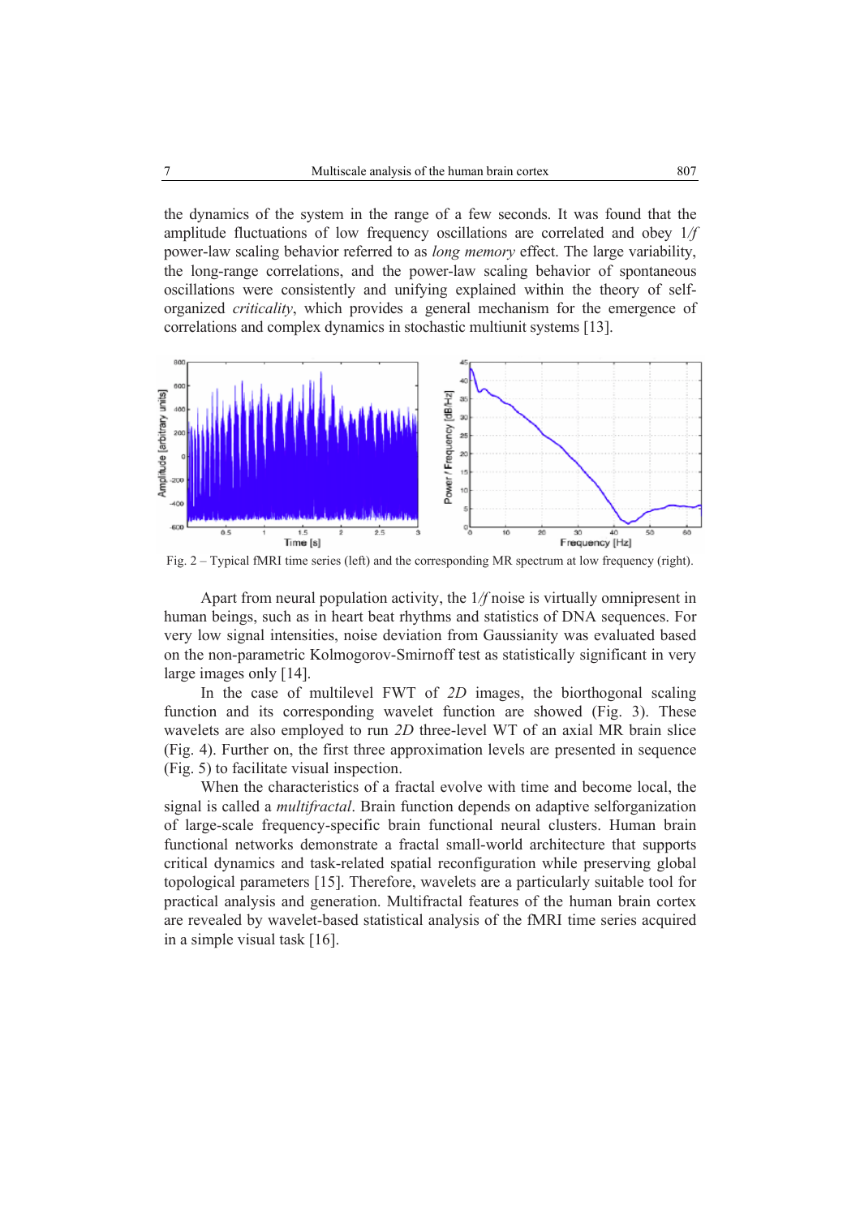the dynamics of the system in the range of a few seconds. It was found that the amplitude fluctuations of low frequency oscillations are correlated and obey 1/*f* power-law scaling behavior referred to as *long memory* effect. The large variability, the long-range correlations, and the power-law scaling behavior of spontaneous oscillations were consistently and unifying explained within the theory of self-organized *criticality*, which provides a general mechanism for the emergence of correlations and complex dynamics in stochastic multiunit systems [13].

Fig. 2 – Typical fMRI time series (left) and the corresponding MR spectrum at low frequency (right).

Apart from neural population activity, the 1/*f* noise is virtually omnipresent in human beings, such as in heart beat rhythms and statistics of DNA sequences. For very low signal intensities, noise deviation from Gaussianity was evaluated based on the non-parametric Kolmogorov-Smirnoff test as statistically significant in very large images only [14].

In the case of multilevel FWT of *2D* images, the biorthogonal scaling function and its corresponding wavelet function are showed (Fig. 3). These wavelets are also employed to run *2D* three-level WT of an axial MR brain slice (Fig. 4). Further on, the first three approximation levels are presented in sequence (Fig. 5) to facilitate visual inspection.

When the characteristics of a fractal evolve with time and become local, the signal is called a *multifractal*. Brain function depends on adaptive selforganization of large-scale frequency-specific brain functional neural clusters. Human brain functional networks demonstrate a fractal small-world architecture that supports critical dynamics and task-related spatial reconfiguration while preserving global topological parameters [15]. Therefore, wavelets are a particularly suitable tool for practical analysis and generation. Multifractal features of the human brain cortex are revealed by wavelet-based statistical analysis of the fMRI time series acquired in a simple visual task [16].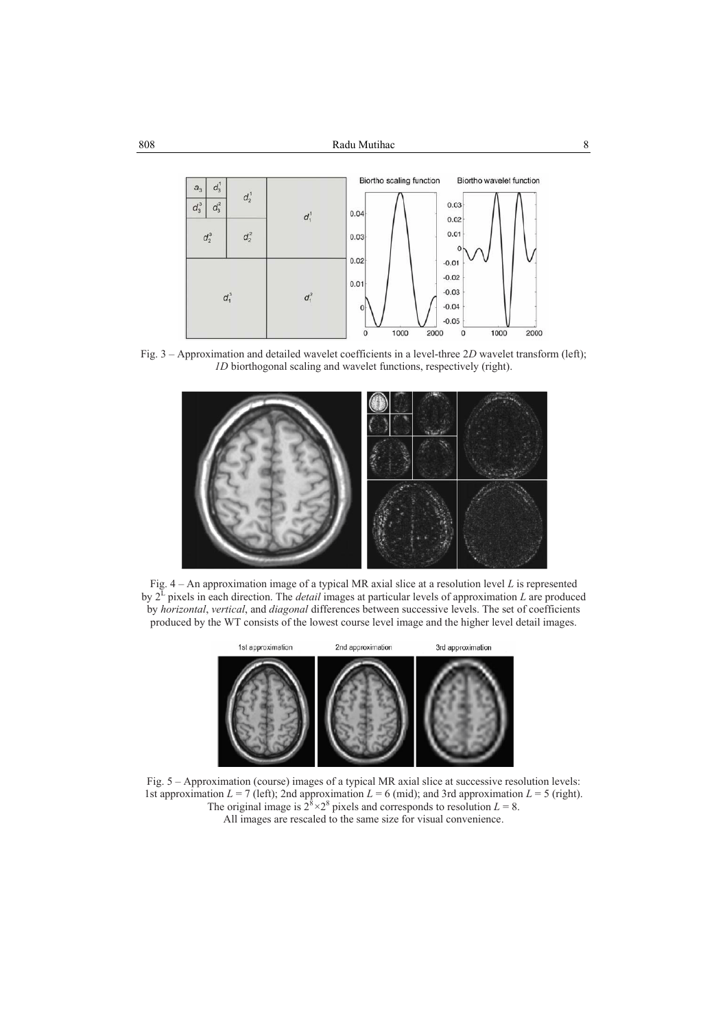Fig. 3 – Approximation and detailed wavelet coefficients in a level-three 2*D* wavelet transform (left); *1D* biorthogonal scaling and wavelet functions, respectively (right).

Fig. 4 – An approximation image of a typical MR axial slice at a resolution level *L* is represented by $2^L$ pixels in each direction. The *detail* images at particular levels of approximation *L* are produced by *horizontal*, *vertical*, and *diagonal* differences between successive levels. The set of coefficients produced by the WT consists of the lowest course level image and the higher level detail images.

Fig. 5 – Approximation (course) images of a typical MR axial slice at successive resolution levels: 1st approximation $L = 7$ (left); 2nd approximation $L = 6$ (mid); and 3rd approximation $L = 5$ (right). The original image is $2^8 \times 2^8$ pixels and corresponds to resolution $L = 8$. All images are rescaled to the same size for visual convenience.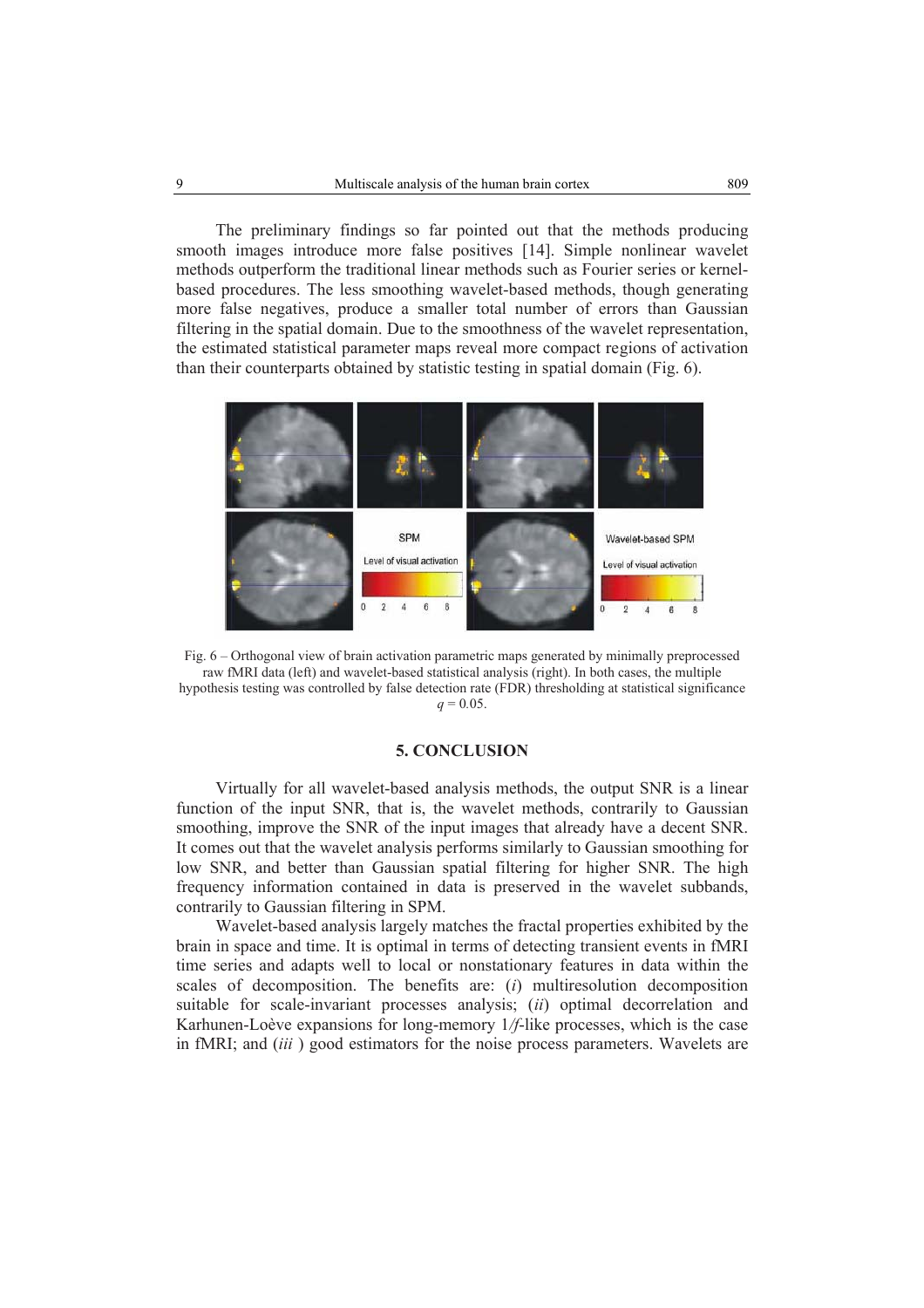The preliminary findings so far pointed out that the methods producing smooth images introduce more false positives [14]. Simple nonlinear wavelet methods outperform the traditional linear methods such as Fourier series or kernel-based procedures. The less smoothing wavelet-based methods, though generating more false negatives, produce a smaller total number of errors than Gaussian filtering in the spatial domain. Due to the smoothness of the wavelet representation, the estimated statistical parameter maps reveal more compact regions of activation than their counterparts obtained by statistic testing in spatial domain (Fig. 6).

Fig. 6 – Orthogonal view of brain activation parametric maps generated by minimally preprocessed raw fMRI data (left) and wavelet-based statistical analysis (right). In both cases, the multiple hypothesis testing was controlled by false detection rate (FDR) thresholding at statistical significance $q = 0.05$.

## 5. CONCLUSION

Virtually for all wavelet-based analysis methods, the output SNR is a linear function of the input SNR, that is, the wavelet methods, contrarily to Gaussian smoothing, improve the SNR of the input images that already have a decent SNR. It comes out that the wavelet analysis performs similarly to Gaussian smoothing for low SNR, and better than Gaussian spatial filtering for higher SNR. The high frequency information contained in data is preserved in the wavelet subbands, contrarily to Gaussian filtering in SPM.

Wavelet-based analysis largely matches the fractal properties exhibited by the brain in space and time. It is optimal in terms of detecting transient events in fMRI time series and adapts well to local or nonstationary features in data within the scales of decomposition. The benefits are: (*i*) multiresolution decomposition suitable for scale-invariant processes analysis; (*ii*) optimal decorrelation and Karhunen-Loève expansions for long-memory $1/f$-like processes, which is the case in fMRI; and (*iii* ) good estimators for the noise process parameters. Wavelets are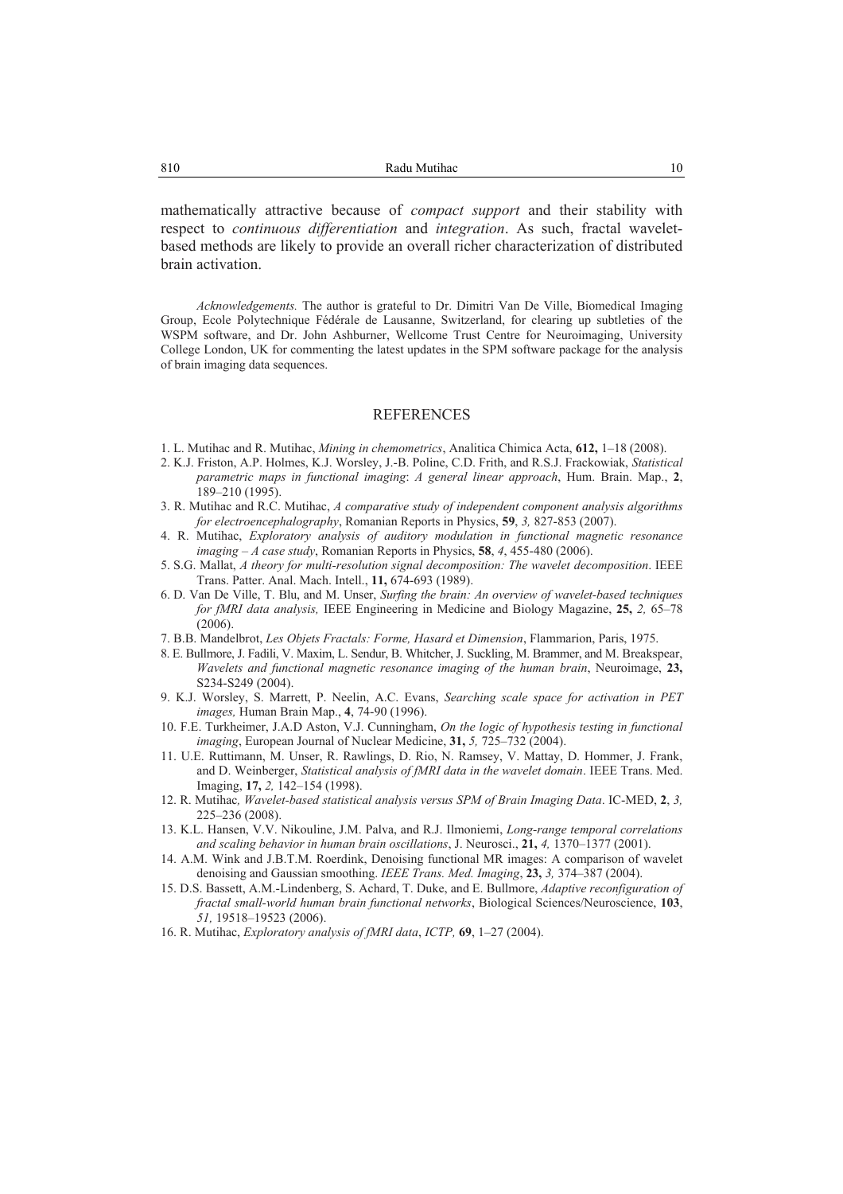mathematically attractive because of *compact support* and their stability with respect to *continuous differentiation* and *integration*. As such, fractal wavelet-based methods are likely to provide an overall richer characterization of distributed brain activation.

*Acknowledgements.* The author is grateful to Dr. Dimitri Van De Ville, Biomedical Imaging Group, Ecole Polytechnique Fédérale de Lausanne, Switzerland, for clearing up subtleties of the WSPM software, and Dr. John Ashburner, Wellcome Trust Centre for Neuroimaging, University College London, UK for commenting the latest updates in the SPM software package for the analysis of brain imaging data sequences.

## REFERENCES

1. L. Mutihac and R. Mutihac, *Mining in chemometrics*, Analitica Chimica Acta, **612,** 1–18 (2008).
2. K.J. Friston, A.P. Holmes, K.J. Worsley, J.-B. Poline, C.D. Frith, and R.S.J. Frackowiak, *Statistical parametric maps in functional imaging*: *A general linear approach*, Hum. Brain. Map., **2**, 189–210 (1995).
3. R. Mutihac and R.C. Mutihac, *A comparative study of independent component analysis algorithms for electroencephalography*, Romanian Reports in Physics, **59**, *3,* 827-853 (2007).
4. R. Mutihac, *Exploratory analysis of auditory modulation in functional magnetic resonance imaging – A case study*, Romanian Reports in Physics, **58**, *4*, 455-480 (2006).
5. S.G. Mallat, *A theory for multi-resolution signal decomposition: The wavelet decomposition*. IEEE Trans. Patter. Anal. Mach. Intell., **11,** 674-693 (1989).
6. D. Van De Ville, T. Blu, and M. Unser, *Surfing the brain: An overview of wavelet-based techniques for fMRI data analysis,* IEEE Engineering in Medicine and Biology Magazine, **25,** *2,* 65–78 (2006).
7. B.B. Mandelbrot, *Les Objets Fractals: Forme, Hasard et Dimension*, Flammarion, Paris, 1975.
8. E. Bullmore, J. Fadili, V. Maxim, L. Sendur, B. Whitcher, J. Suckling, M. Brammer, and M. Breakspear, *Wavelets and functional magnetic resonance imaging of the human brain*, Neuroimage, **23,** S234-S249 (2004).
9. K.J. Worsley, S. Marrett, P. Neelin, A.C. Evans, *Searching scale space for activation in PET images,* Human Brain Map., **4**, 74-90 (1996).
10. F.E. Turkheimer, J.A.D Aston, V.J. Cunningham, *On the logic of hypothesis testing in functional imaging*, European Journal of Nuclear Medicine, **31,** *5,* 725–732 (2004).
11. U.E. Ruttimann, M. Unser, R. Rawlings, D. Rio, N. Ramsey, V. Mattay, D. Hommer, J. Frank, and D. Weinberger, *Statistical analysis of fMRI data in the wavelet domain*. IEEE Trans. Med. Imaging, **17,** *2,* 142–154 (1998).
12. R. Mutihac*, Wavelet-based statistical analysis versus SPM of Brain Imaging Data*. IC-MED, **2**, *3,* 225–236 (2008).
13. K.L. Hansen, V.V. Nikouline, J.M. Palva, and R.J. Ilmoniemi, *Long-range temporal correlations and scaling behavior in human brain oscillations*, J. Neurosci., **21,** *4,* 1370–1377 (2001).
14. A.M. Wink and J.B.T.M. Roerdink, Denoising functional MR images: A comparison of wavelet denoising and Gaussian smoothing. *IEEE Trans. Med. Imaging*, **23,** *3,* 374–387 (2004).
15. D.S. Bassett, A.M.-Lindenberg, S. Achard, T. Duke, and E. Bullmore, *Adaptive reconfiguration of fractal small-world human brain functional networks*, Biological Sciences/Neuroscience, **103**, *51,* 19518–19523 (2006).
16. R. Mutihac, *Exploratory analysis of fMRI data*, *ICTP,* **69**, 1–27 (2004).